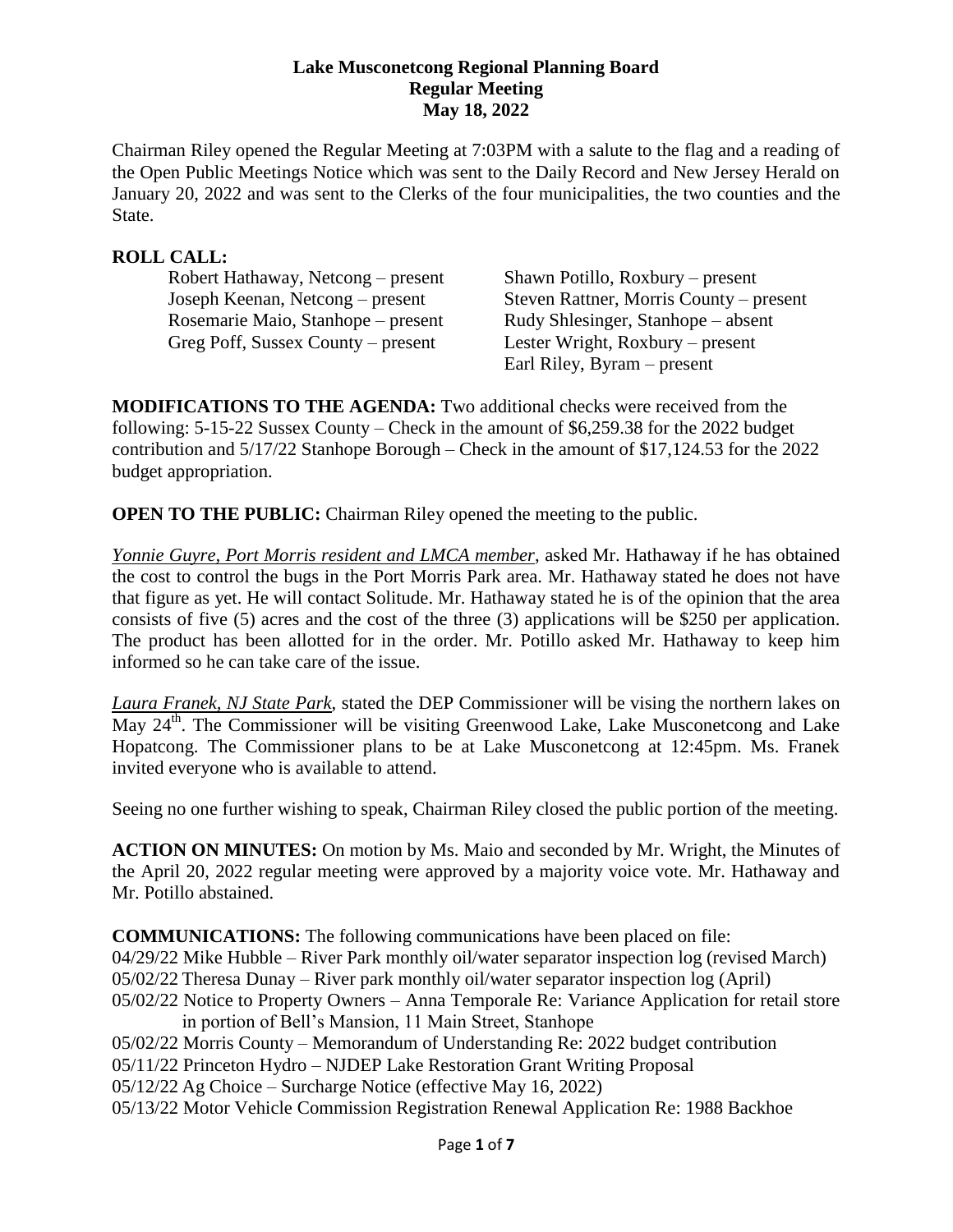# Lake Musconetcong Regional Planning Board
## Regular Meeting
## May 18, 2022

Chairman Riley opened the Regular Meeting at 7:03PM with a salute to the flag and a reading of the Open Public Meetings Notice which was sent to the Daily Record and New Jersey Herald on January 20, 2022 and was sent to the Clerks of the four municipalities, the two counties and the State.

**ROLL CALL:**

Robert Hathaway, Netcong – present
Joseph Keenan, Netcong – present
Rosemarie Maio, Stanhope – present
Greg Poff, Sussex County – present
Shawn Potillo, Roxbury – present
Steven Rattner, Morris County – present
Rudy Shlesinger, Stanhope – absent
Lester Wright, Roxbury – present
Earl Riley, Byram – present

**MODIFICATIONS TO THE AGENDA:** Two additional checks were received from the following: 5-15-22 Sussex County – Check in the amount of $6,259.38 for the 2022 budget contribution and 5/17/22 Stanhope Borough – Check in the amount of $17,124.53 for the 2022 budget appropriation.

**OPEN TO THE PUBLIC:** Chairman Riley opened the meeting to the public.

*Yonnie Guyre, Port Morris resident and LMCA member*, asked Mr. Hathaway if he has obtained the cost to control the bugs in the Port Morris Park area. Mr. Hathaway stated he does not have that figure as yet. He will contact Solitude. Mr. Hathaway stated he is of the opinion that the area consists of five (5) acres and the cost of the three (3) applications will be $250 per application. The product has been allotted for in the order. Mr. Potillo asked Mr. Hathaway to keep him informed so he can take care of the issue.

*Laura Franek, NJ State Park*, stated the DEP Commissioner will be vising the northern lakes on May 24th. The Commissioner will be visiting Greenwood Lake, Lake Musconetcong and Lake Hopatcong. The Commissioner plans to be at Lake Musconetcong at 12:45pm. Ms. Franek invited everyone who is available to attend.

Seeing no one further wishing to speak, Chairman Riley closed the public portion of the meeting.

**ACTION ON MINUTES:** On motion by Ms. Maio and seconded by Mr. Wright, the Minutes of the April 20, 2022 regular meeting were approved by a majority voice vote. Mr. Hathaway and Mr. Potillo abstained.

**COMMUNICATIONS:** The following communications have been placed on file:

04/29/22 Mike Hubble – River Park monthly oil/water separator inspection log (revised March)
05/02/22 Theresa Dunay – River park monthly oil/water separator inspection log (April)
05/02/22 Notice to Property Owners – Anna Temporale Re: Variance Application for retail store in portion of Bell's Mansion, 11 Main Street, Stanhope
05/02/22 Morris County – Memorandum of Understanding Re: 2022 budget contribution
05/11/22 Princeton Hydro – NJDEP Lake Restoration Grant Writing Proposal
05/12/22 Ag Choice – Surcharge Notice (effective May 16, 2022)
05/13/22 Motor Vehicle Commission Registration Renewal Application Re: 1988 Backhoe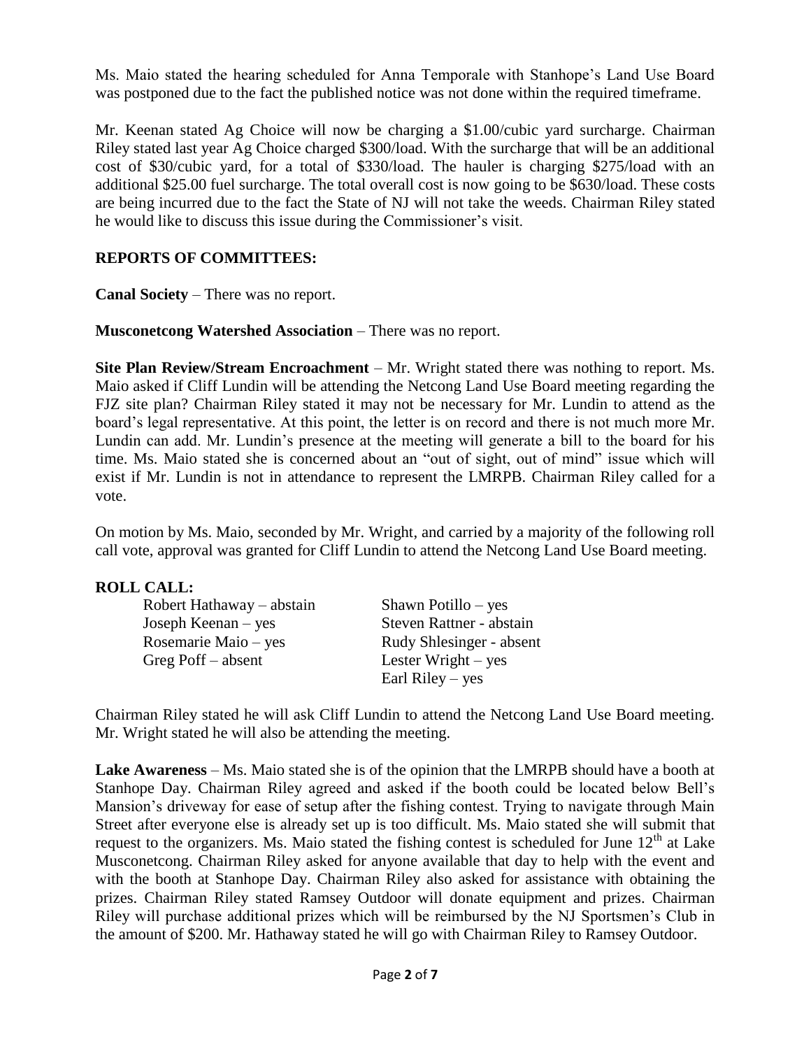Ms. Maio stated the hearing scheduled for Anna Temporale with Stanhope's Land Use Board was postponed due to the fact the published notice was not done within the required timeframe.

Mr. Keenan stated Ag Choice will now be charging a $1.00/cubic yard surcharge. Chairman Riley stated last year Ag Choice charged $300/load. With the surcharge that will be an additional cost of $30/cubic yard, for a total of $330/load. The hauler is charging $275/load with an additional $25.00 fuel surcharge. The total overall cost is now going to be $630/load. These costs are being incurred due to the fact the State of NJ will not take the weeds. Chairman Riley stated he would like to discuss this issue during the Commissioner's visit.

## REPORTS OF COMMITTEES:

**Canal Society** – There was no report.

**Musconetcong Watershed Association** – There was no report.

**Site Plan Review/Stream Encroachment** – Mr. Wright stated there was nothing to report. Ms. Maio asked if Cliff Lundin will be attending the Netcong Land Use Board meeting regarding the FJZ site plan? Chairman Riley stated it may not be necessary for Mr. Lundin to attend as the board's legal representative. At this point, the letter is on record and there is not much more Mr. Lundin can add. Mr. Lundin's presence at the meeting will generate a bill to the board for his time. Ms. Maio stated she is concerned about an "out of sight, out of mind" issue which will exist if Mr. Lundin is not in attendance to represent the LMRPB. Chairman Riley called for a vote.

On motion by Ms. Maio, seconded by Mr. Wright, and carried by a majority of the following roll call vote, approval was granted for Cliff Lundin to attend the Netcong Land Use Board meeting.

**ROLL CALL:**

| | |
|---|---|
| Robert Hathaway – abstain | Shawn Potillo – yes |
| Joseph Keenan – yes | Steven Rattner - abstain |
| Rosemarie Maio – yes | Rudy Shlesinger - absent |
| Greg Poff – absent | Lester Wright – yes |
| | Earl Riley – yes |

Chairman Riley stated he will ask Cliff Lundin to attend the Netcong Land Use Board meeting. Mr. Wright stated he will also be attending the meeting.

**Lake Awareness** – Ms. Maio stated she is of the opinion that the LMRPB should have a booth at Stanhope Day. Chairman Riley agreed and asked if the booth could be located below Bell's Mansion's driveway for ease of setup after the fishing contest. Trying to navigate through Main Street after everyone else is already set up is too difficult. Ms. Maio stated she will submit that request to the organizers. Ms. Maio stated the fishing contest is scheduled for June 12th at Lake Musconetcong. Chairman Riley asked for anyone available that day to help with the event and with the booth at Stanhope Day. Chairman Riley also asked for assistance with obtaining the prizes. Chairman Riley stated Ramsey Outdoor will donate equipment and prizes. Chairman Riley will purchase additional prizes which will be reimbursed by the NJ Sportsmen's Club in the amount of $200. Mr. Hathaway stated he will go with Chairman Riley to Ramsey Outdoor.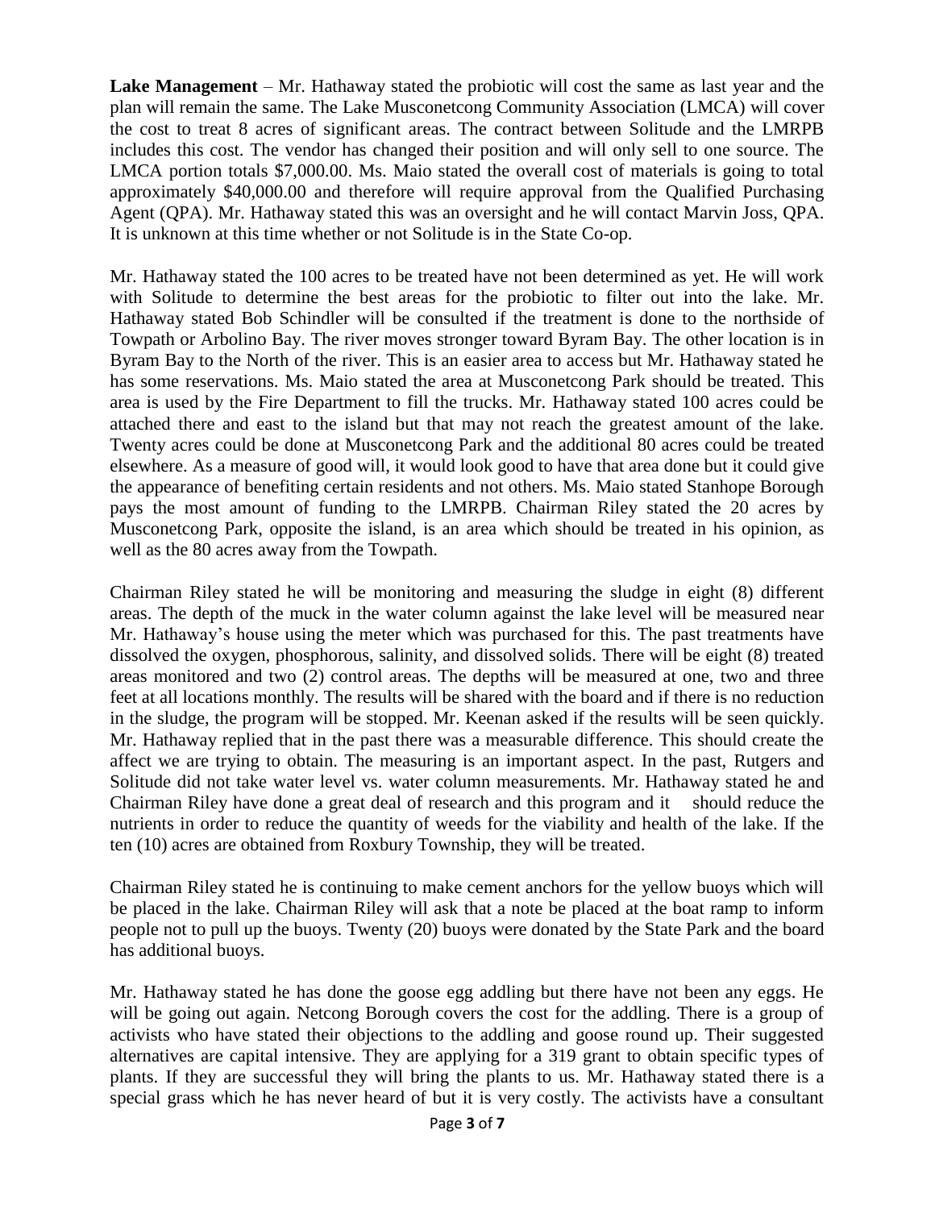**Lake Management** – Mr. Hathaway stated the probiotic will cost the same as last year and the plan will remain the same. The Lake Musconetcong Community Association (LMCA) will cover the cost to treat 8 acres of significant areas. The contract between Solitude and the LMRPB includes this cost. The vendor has changed their position and will only sell to one source. The LMCA portion totals $7,000.00. Ms. Maio stated the overall cost of materials is going to total approximately $40,000.00 and therefore will require approval from the Qualified Purchasing Agent (QPA). Mr. Hathaway stated this was an oversight and he will contact Marvin Joss, QPA. It is unknown at this time whether or not Solitude is in the State Co-op.

Mr. Hathaway stated the 100 acres to be treated have not been determined as yet. He will work with Solitude to determine the best areas for the probiotic to filter out into the lake. Mr. Hathaway stated Bob Schindler will be consulted if the treatment is done to the northside of Towpath or Arbolino Bay. The river moves stronger toward Byram Bay. The other location is in Byram Bay to the North of the river. This is an easier area to access but Mr. Hathaway stated he has some reservations. Ms. Maio stated the area at Musconetcong Park should be treated. This area is used by the Fire Department to fill the trucks. Mr. Hathaway stated 100 acres could be attached there and east to the island but that may not reach the greatest amount of the lake. Twenty acres could be done at Musconetcong Park and the additional 80 acres could be treated elsewhere. As a measure of good will, it would look good to have that area done but it could give the appearance of benefiting certain residents and not others. Ms. Maio stated Stanhope Borough pays the most amount of funding to the LMRPB. Chairman Riley stated the 20 acres by Musconetcong Park, opposite the island, is an area which should be treated in his opinion, as well as the 80 acres away from the Towpath.

Chairman Riley stated he will be monitoring and measuring the sludge in eight (8) different areas. The depth of the muck in the water column against the lake level will be measured near Mr. Hathaway's house using the meter which was purchased for this. The past treatments have dissolved the oxygen, phosphorous, salinity, and dissolved solids. There will be eight (8) treated areas monitored and two (2) control areas. The depths will be measured at one, two and three feet at all locations monthly. The results will be shared with the board and if there is no reduction in the sludge, the program will be stopped. Mr. Keenan asked if the results will be seen quickly. Mr. Hathaway replied that in the past there was a measurable difference. This should create the affect we are trying to obtain. The measuring is an important aspect. In the past, Rutgers and Solitude did not take water level vs. water column measurements. Mr. Hathaway stated he and Chairman Riley have done a great deal of research and this program and it should reduce the nutrients in order to reduce the quantity of weeds for the viability and health of the lake. If the ten (10) acres are obtained from Roxbury Township, they will be treated.

Chairman Riley stated he is continuing to make cement anchors for the yellow buoys which will be placed in the lake. Chairman Riley will ask that a note be placed at the boat ramp to inform people not to pull up the buoys. Twenty (20) buoys were donated by the State Park and the board has additional buoys.

Mr. Hathaway stated he has done the goose egg addling but there have not been any eggs. He will be going out again. Netcong Borough covers the cost for the addling. There is a group of activists who have stated their objections to the addling and goose round up. Their suggested alternatives are capital intensive. They are applying for a 319 grant to obtain specific types of plants. If they are successful they will bring the plants to us. Mr. Hathaway stated there is a special grass which he has never heard of but it is very costly. The activists have a consultant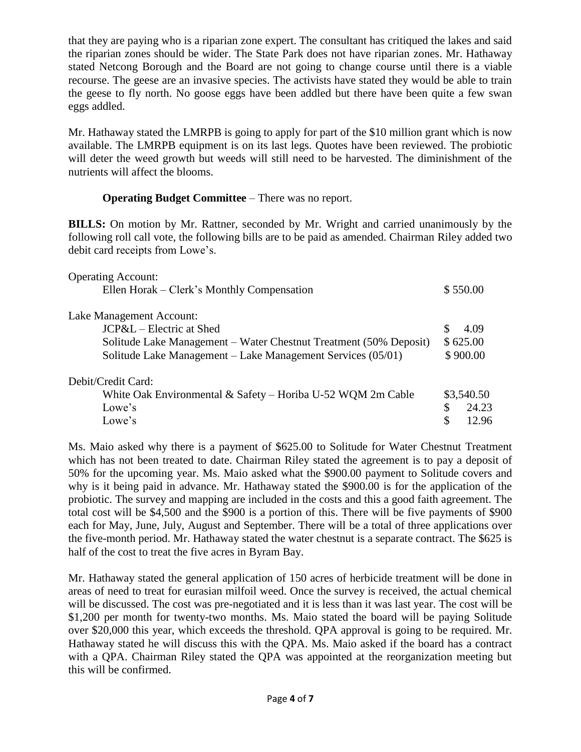that they are paying who is a riparian zone expert. The consultant has critiqued the lakes and said the riparian zones should be wider. The State Park does not have riparian zones. Mr. Hathaway stated Netcong Borough and the Board are not going to change course until there is a viable recourse. The geese are an invasive species. The activists have stated they would be able to train the geese to fly north. No goose eggs have been addled but there have been quite a few swan eggs addled.

Mr. Hathaway stated the LMRPB is going to apply for part of the $10 million grant which is now available. The LMRPB equipment is on its last legs. Quotes have been reviewed. The probiotic will deter the weed growth but weeds will still need to be harvested. The diminishment of the nutrients will affect the blooms.

**Operating Budget Committee** – There was no report.

**BILLS:** On motion by Mr. Rattner, seconded by Mr. Wright and carried unanimously by the following roll call vote, the following bills are to be paid as amended. Chairman Riley added two debit card receipts from Lowe's.

| | |
|---|---|
| Operating Account: | |
| Ellen Horak – Clerk's Monthly Compensation | $ 550.00 |
| Lake Management Account: | |
| JCP&L – Electric at Shed | $ 4.09 |
| Solitude Lake Management – Water Chestnut Treatment (50% Deposit) | $ 625.00 |
| Solitude Lake Management – Lake Management Services (05/01) | $ 900.00 |
| Debit/Credit Card: | |
| White Oak Environmental & Safety – Horiba U-52 WQM 2m Cable | $3,540.50 |
| Lowe's | $ 24.23 |
| Lowe's | $ 12.96 |

Ms. Maio asked why there is a payment of $625.00 to Solitude for Water Chestnut Treatment which has not been treated to date. Chairman Riley stated the agreement is to pay a deposit of 50% for the upcoming year. Ms. Maio asked what the $900.00 payment to Solitude covers and why is it being paid in advance. Mr. Hathaway stated the $900.00 is for the application of the probiotic. The survey and mapping are included in the costs and this a good faith agreement. The total cost will be $4,500 and the $900 is a portion of this. There will be five payments of $900 each for May, June, July, August and September. There will be a total of three applications over the five-month period. Mr. Hathaway stated the water chestnut is a separate contract. The $625 is half of the cost to treat the five acres in Byram Bay.

Mr. Hathaway stated the general application of 150 acres of herbicide treatment will be done in areas of need to treat for eurasian milfoil weed. Once the survey is received, the actual chemical will be discussed. The cost was pre-negotiated and it is less than it was last year. The cost will be $1,200 per month for twenty-two months. Ms. Maio stated the board will be paying Solitude over $20,000 this year, which exceeds the threshold. QPA approval is going to be required. Mr. Hathaway stated he will discuss this with the QPA. Ms. Maio asked if the board has a contract with a QPA. Chairman Riley stated the QPA was appointed at the reorganization meeting but this will be confirmed.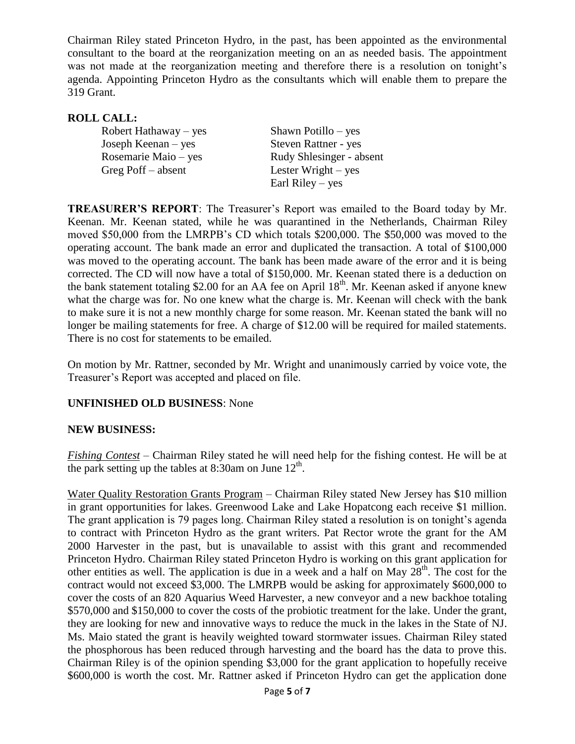Chairman Riley stated Princeton Hydro, in the past, has been appointed as the environmental consultant to the board at the reorganization meeting on an as needed basis. The appointment was not made at the reorganization meeting and therefore there is a resolution on tonight's agenda. Appointing Princeton Hydro as the consultants which will enable them to prepare the 319 Grant.

**ROLL CALL:**

Robert Hathaway – yes
Joseph Keenan – yes
Rosemarie Maio – yes
Greg Poff – absent
Shawn Potillo – yes
Steven Rattner - yes
Rudy Shlesinger - absent
Lester Wright – yes
Earl Riley – yes

**TREASURER'S REPORT**: The Treasurer's Report was emailed to the Board today by Mr. Keenan. Mr. Keenan stated, while he was quarantined in the Netherlands, Chairman Riley moved $50,000 from the LMRPB's CD which totals $200,000. The $50,000 was moved to the operating account. The bank made an error and duplicated the transaction. A total of $100,000 was moved to the operating account. The bank has been made aware of the error and it is being corrected. The CD will now have a total of $150,000. Mr. Keenan stated there is a deduction on the bank statement totaling $2.00 for an AA fee on April 18th. Mr. Keenan asked if anyone knew what the charge was for. No one knew what the charge is. Mr. Keenan will check with the bank to make sure it is not a new monthly charge for some reason. Mr. Keenan stated the bank will no longer be mailing statements for free. A charge of $12.00 will be required for mailed statements. There is no cost for statements to be emailed.

On motion by Mr. Rattner, seconded by Mr. Wright and unanimously carried by voice vote, the Treasurer's Report was accepted and placed on file.

**UNFINISHED OLD BUSINESS**: None

**NEW BUSINESS:**

*Fishing Contest* – Chairman Riley stated he will need help for the fishing contest. He will be at the park setting up the tables at 8:30am on June 12th.

Water Quality Restoration Grants Program – Chairman Riley stated New Jersey has $10 million in grant opportunities for lakes. Greenwood Lake and Lake Hopatcong each receive $1 million. The grant application is 79 pages long. Chairman Riley stated a resolution is on tonight's agenda to contract with Princeton Hydro as the grant writers. Pat Rector wrote the grant for the AM 2000 Harvester in the past, but is unavailable to assist with this grant and recommended Princeton Hydro. Chairman Riley stated Princeton Hydro is working on this grant application for other entities as well. The application is due in a week and a half on May 28th. The cost for the contract would not exceed $3,000. The LMRPB would be asking for approximately $600,000 to cover the costs of an 820 Aquarius Weed Harvester, a new conveyor and a new backhoe totaling $570,000 and $150,000 to cover the costs of the probiotic treatment for the lake. Under the grant, they are looking for new and innovative ways to reduce the muck in the lakes in the State of NJ. Ms. Maio stated the grant is heavily weighted toward stormwater issues. Chairman Riley stated the phosphorous has been reduced through harvesting and the board has the data to prove this. Chairman Riley is of the opinion spending $3,000 for the grant application to hopefully receive $600,000 is worth the cost. Mr. Rattner asked if Princeton Hydro can get the application done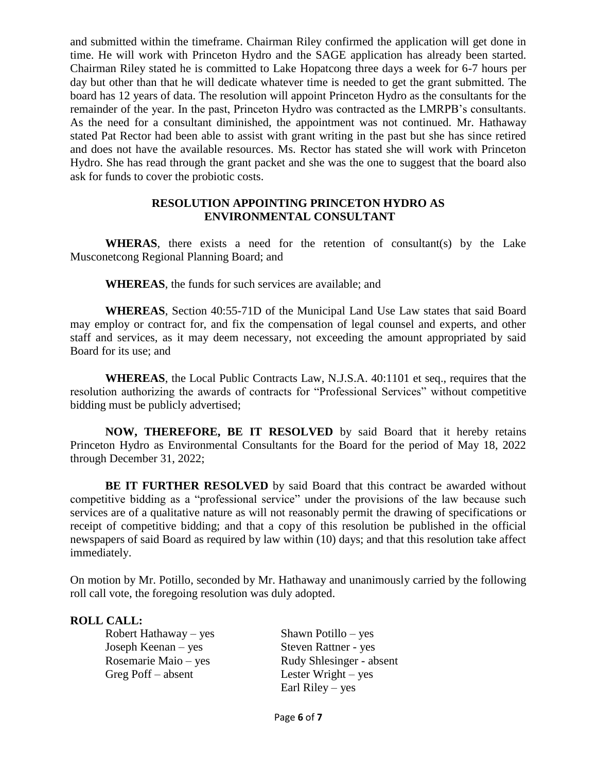and submitted within the timeframe. Chairman Riley confirmed the application will get done in time. He will work with Princeton Hydro and the SAGE application has already been started. Chairman Riley stated he is committed to Lake Hopatcong three days a week for 6-7 hours per day but other than that he will dedicate whatever time is needed to get the grant submitted. The board has 12 years of data. The resolution will appoint Princeton Hydro as the consultants for the remainder of the year. In the past, Princeton Hydro was contracted as the LMRPB's consultants. As the need for a consultant diminished, the appointment was not continued. Mr. Hathaway stated Pat Rector had been able to assist with grant writing in the past but she has since retired and does not have the available resources. Ms. Rector has stated she will work with Princeton Hydro. She has read through the grant packet and she was the one to suggest that the board also ask for funds to cover the probiotic costs.

**RESOLUTION APPOINTING PRINCETON HYDRO AS ENVIRONMENTAL CONSULTANT**

**WHERAS**, there exists a need for the retention of consultant(s) by the Lake Musconetcong Regional Planning Board; and

**WHEREAS**, the funds for such services are available; and

**WHEREAS**, Section 40:55-71D of the Municipal Land Use Law states that said Board may employ or contract for, and fix the compensation of legal counsel and experts, and other staff and services, as it may deem necessary, not exceeding the amount appropriated by said Board for its use; and

**WHEREAS**, the Local Public Contracts Law, N.J.S.A. 40:1101 et seq., requires that the resolution authorizing the awards of contracts for "Professional Services" without competitive bidding must be publicly advertised;

**NOW, THEREFORE, BE IT RESOLVED** by said Board that it hereby retains Princeton Hydro as Environmental Consultants for the Board for the period of May 18, 2022 through December 31, 2022;

**BE IT FURTHER RESOLVED** by said Board that this contract be awarded without competitive bidding as a "professional service" under the provisions of the law because such services are of a qualitative nature as will not reasonably permit the drawing of specifications or receipt of competitive bidding; and that a copy of this resolution be published in the official newspapers of said Board as required by law within (10) days; and that this resolution take affect immediately.

On motion by Mr. Potillo, seconded by Mr. Hathaway and unanimously carried by the following roll call vote, the foregoing resolution was duly adopted.

**ROLL CALL:**

Robert Hathaway – yes
Joseph Keenan – yes
Rosemarie Maio – yes
Greg Poff – absent
Shawn Potillo – yes
Steven Rattner - yes
Rudy Shlesinger - absent
Lester Wright – yes
Earl Riley – yes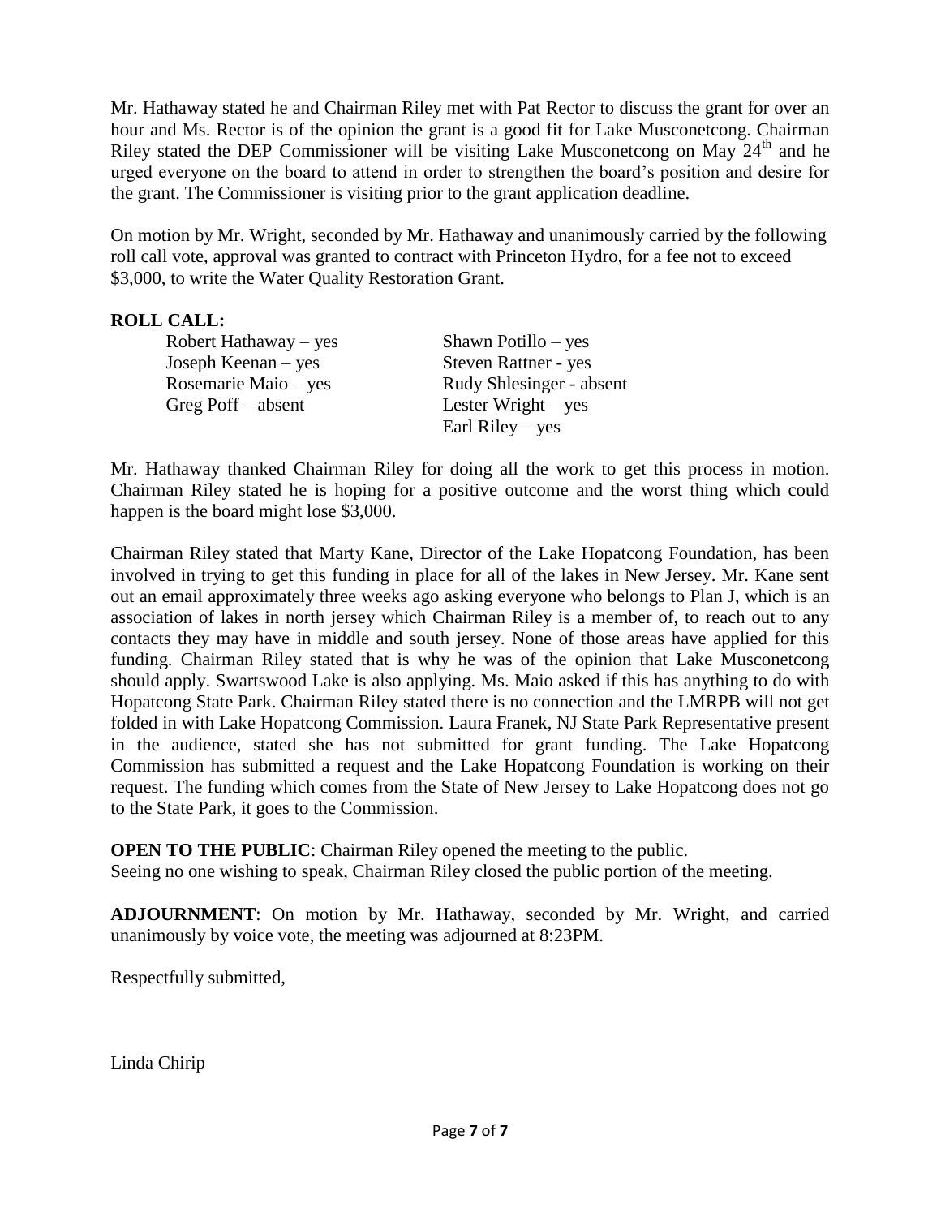Mr. Hathaway stated he and Chairman Riley met with Pat Rector to discuss the grant for over an hour and Ms. Rector is of the opinion the grant is a good fit for Lake Musconetcong. Chairman Riley stated the DEP Commissioner will be visiting Lake Musconetcong on May 24th and he urged everyone on the board to attend in order to strengthen the board's position and desire for the grant. The Commissioner is visiting prior to the grant application deadline.

On motion by Mr. Wright, seconded by Mr. Hathaway and unanimously carried by the following roll call vote, approval was granted to contract with Princeton Hydro, for a fee not to exceed $3,000, to write the Water Quality Restoration Grant.

**ROLL CALL:**

| | |
|---|---|
| Robert Hathaway – yes | Shawn Potillo – yes |
| Joseph Keenan – yes | Steven Rattner - yes |
| Rosemarie Maio – yes | Rudy Shlesinger - absent |
| Greg Poff – absent | Lester Wright – yes |
| | Earl Riley – yes |

Mr. Hathaway thanked Chairman Riley for doing all the work to get this process in motion. Chairman Riley stated he is hoping for a positive outcome and the worst thing which could happen is the board might lose $3,000.

Chairman Riley stated that Marty Kane, Director of the Lake Hopatcong Foundation, has been involved in trying to get this funding in place for all of the lakes in New Jersey. Mr. Kane sent out an email approximately three weeks ago asking everyone who belongs to Plan J, which is an association of lakes in north jersey which Chairman Riley is a member of, to reach out to any contacts they may have in middle and south jersey. None of those areas have applied for this funding. Chairman Riley stated that is why he was of the opinion that Lake Musconetcong should apply. Swartswood Lake is also applying. Ms. Maio asked if this has anything to do with Hopatcong State Park. Chairman Riley stated there is no connection and the LMRPB will not get folded in with Lake Hopatcong Commission. Laura Franek, NJ State Park Representative present in the audience, stated she has not submitted for grant funding. The Lake Hopatcong Commission has submitted a request and the Lake Hopatcong Foundation is working on their request. The funding which comes from the State of New Jersey to Lake Hopatcong does not go to the State Park, it goes to the Commission.

**OPEN TO THE PUBLIC**: Chairman Riley opened the meeting to the public.
Seeing no one wishing to speak, Chairman Riley closed the public portion of the meeting.

**ADJOURNMENT**: On motion by Mr. Hathaway, seconded by Mr. Wright, and carried unanimously by voice vote, the meeting was adjourned at 8:23PM.

Respectfully submitted,

Linda Chirip